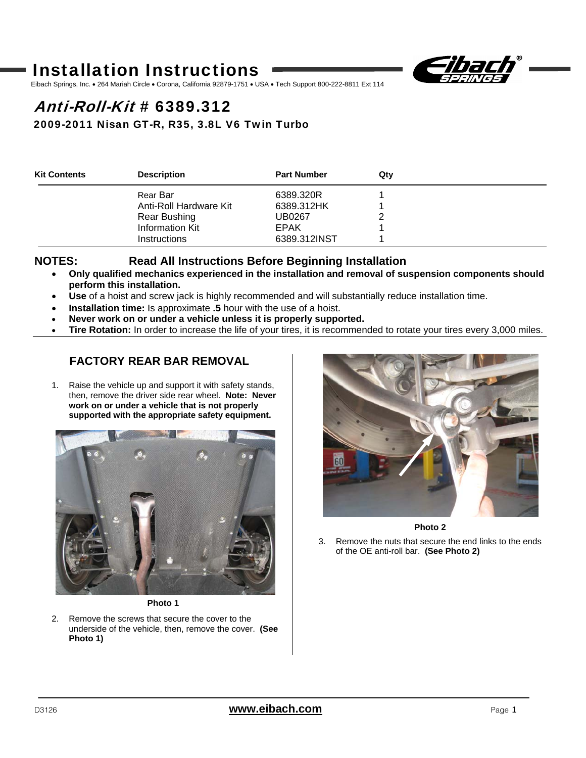# Installation Instructions

Eibach Springs, Inc. • 264 Mariah Circle • Corona, California 92879-1751 • USA • Tech Support 800-222-8811 Ext 114

## *Anti-Roll-Kit* # 6389.312

### 2009-2011 Nisan GT-R, R35, 3.8L V6 Twin Turbo

| Kit Contents | Description | Part Number | Qty |
|---|---|---|---|
| | Rear Bar | 6389.320R | 1 |
| | Anti-Roll Hardware Kit | 6389.312HK | 1 |
| | Rear Bushing | UB0267 | 2 |
| | Information Kit | EPAK | 1 |
| | Instructions | 6389.312INST | 1 |

**NOTES: Read All Instructions Before Beginning Installation**

- **Only qualified mechanics experienced in the installation and removal of suspension components should perform this installation.**
- **Use** of a hoist and screw jack is highly recommended and will substantially reduce installation time.
- **Installation time:** Is approximate **.5** hour with the use of a hoist.
- **Never work on or under a vehicle unless it is properly supported.**
- **Tire Rotation:** In order to increase the life of your tires, it is recommended to rotate your tires every 3,000 miles.

## FACTORY REAR BAR REMOVAL

1. Raise the vehicle up and support it with safety stands, then, remove the driver side rear wheel. **Note: Never work on or under a vehicle that is not properly supported with the appropriate safety equipment.**

**Photo 1**

2. Remove the screws that secure the cover to the underside of the vehicle, then, remove the cover. **(See Photo 1)**

**Photo 2**

3. Remove the nuts that secure the end links to the ends of the OE anti-roll bar. **(See Photo 2)**

D3126 **www.eibach.com**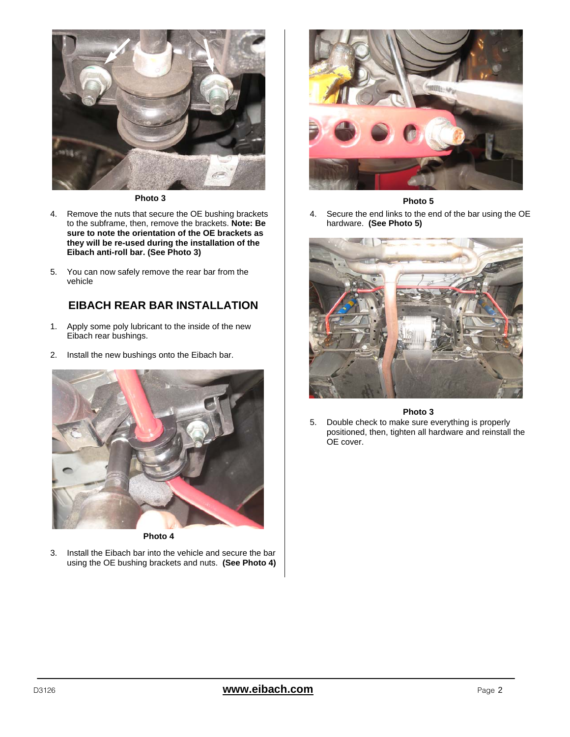Photo 3

4. Remove the nuts that secure the OE bushing brackets to the subframe, then, remove the brackets. **Note: Be sure to note the orientation of the OE brackets as they will be re-used during the installation of the Eibach anti-roll bar. (See Photo 3)**

5. You can now safely remove the rear bar from the vehicle

## EIBACH REAR BAR INSTALLATION

1. Apply some poly lubricant to the inside of the new Eibach rear bushings.

2. Install the new bushings onto the Eibach bar.

Photo 4

3. Install the Eibach bar into the vehicle and secure the bar using the OE bushing brackets and nuts. **(See Photo 4)**

Photo 5

4. Secure the end links to the end of the bar using the OE hardware. **(See Photo 5)**

Photo 3

5. Double check to make sure everything is properly positioned, then, tighten all hardware and reinstall the OE cover.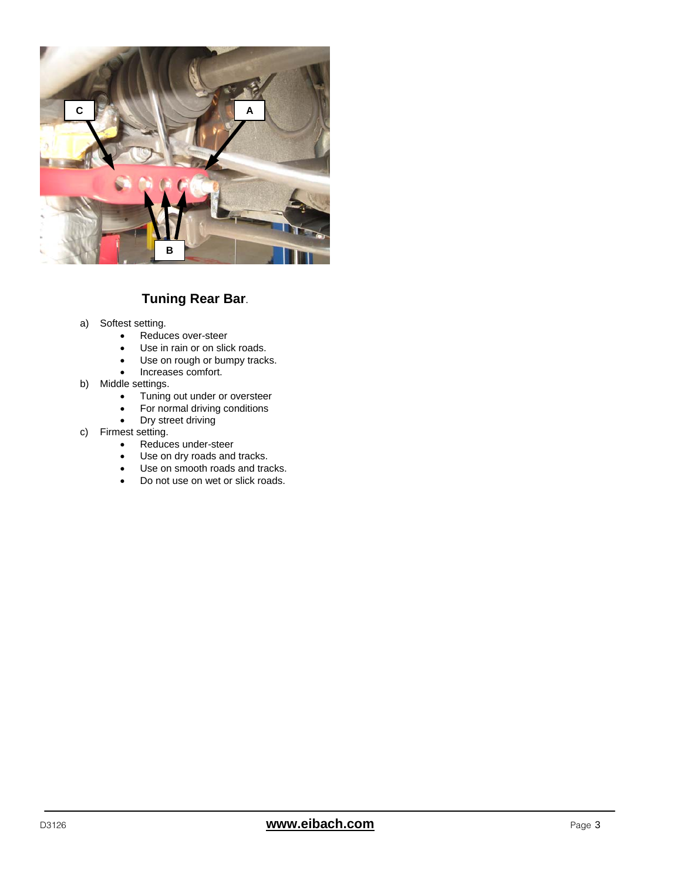## Tuning Rear Bar.

a) Softest setting.
- Reduces over-steer
- Use in rain or on slick roads.
- Use on rough or bumpy tracks.
- Increases comfort.

b) Middle settings.
- Tuning out under or oversteer
- For normal driving conditions
- Dry street driving

c) Firmest setting.
- Reduces under-steer
- Use on dry roads and tracks.
- Use on smooth roads and tracks.
- Do not use on wet or slick roads.